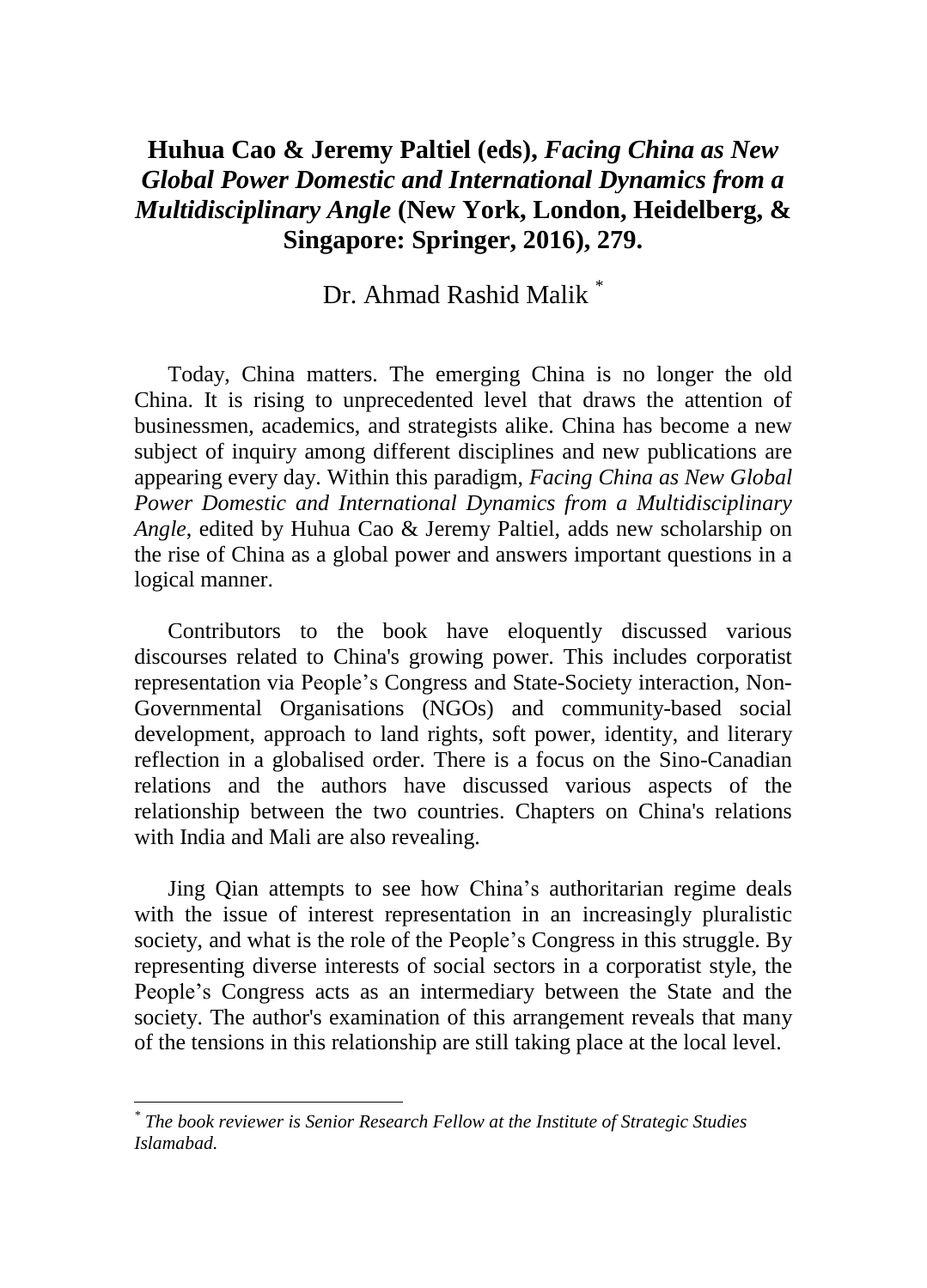# **Huhua Cao & Jeremy Paltiel (eds),** ***Facing China as New Global Power Domestic and International Dynamics from a Multidisciplinary Angle*** **(New York, London, Heidelberg, & Singapore: Springer, 2016), 279.**

Dr. Ahmad Rashid Malik [*]

Today, China matters. The emerging China is no longer the old China. It is rising to unprecedented level that draws the attention of businessmen, academics, and strategists alike. China has become a new subject of inquiry among different disciplines and new publications are appearing every day. Within this paradigm, *Facing China as New Global Power Domestic and International Dynamics from a Multidisciplinary Angle*, edited by Huhua Cao & Jeremy Paltiel, adds new scholarship on the rise of China as a global power and answers important questions in a logical manner.

Contributors to the book have eloquently discussed various discourses related to China's growing power. This includes corporatist representation via People's Congress and State-Society interaction, Non-Governmental Organisations (NGOs) and community-based social development, approach to land rights, soft power, identity, and literary reflection in a globalised order. There is a focus on the Sino-Canadian relations and the authors have discussed various aspects of the relationship between the two countries. Chapters on China's relations with India and Mali are also revealing.

Jing Qian attempts to see how China's authoritarian regime deals with the issue of interest representation in an increasingly pluralistic society, and what is the role of the People's Congress in this struggle. By representing diverse interests of social sectors in a corporatist style, the People's Congress acts as an intermediary between the State and the society. The author's examination of this arrangement reveals that many of the tensions in this relationship are still taking place at the local level.

---

[*] *The book reviewer is Senior Research Fellow at the Institute of Strategic Studies Islamabad.*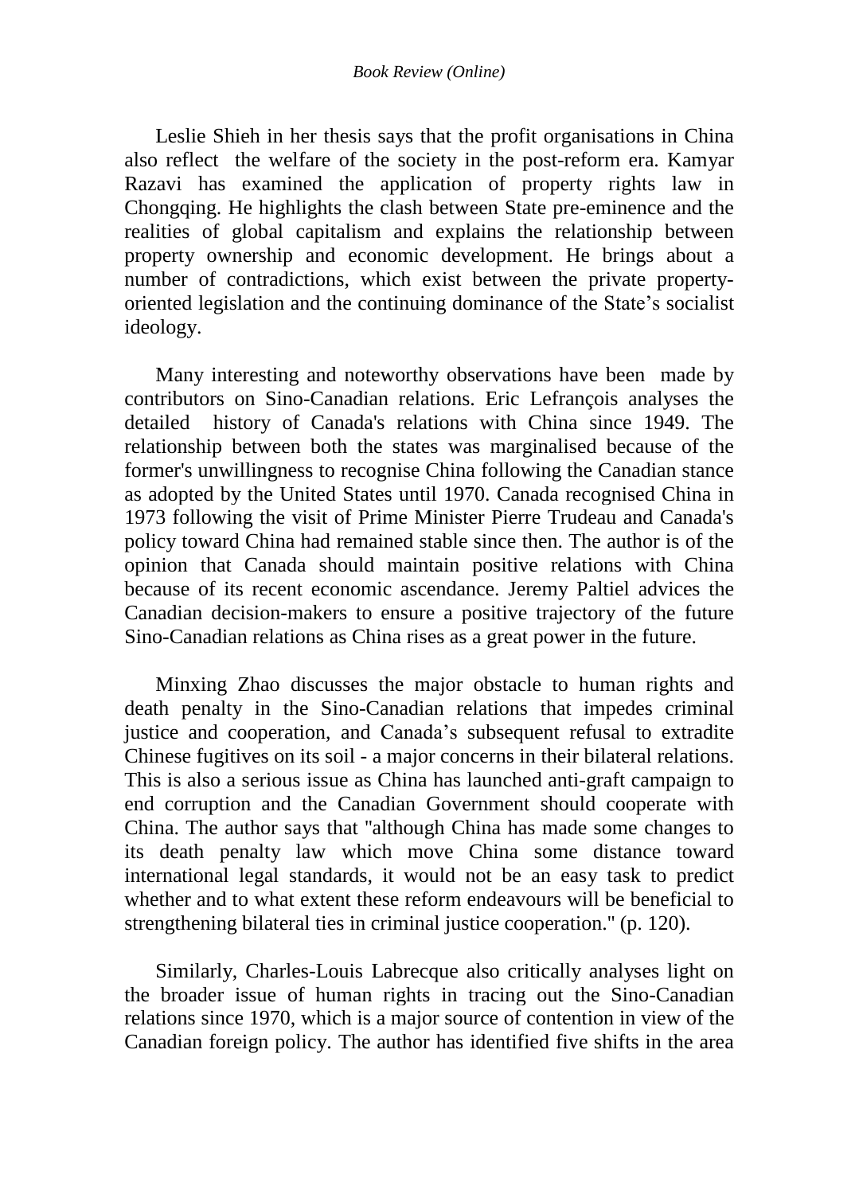Leslie Shieh in her thesis says that the profit organisations in China also reflect the welfare of the society in the post-reform era. Kamyar Razavi has examined the application of property rights law in Chongqing. He highlights the clash between State pre-eminence and the realities of global capitalism and explains the relationship between property ownership and economic development. He brings about a number of contradictions, which exist between the private property-oriented legislation and the continuing dominance of the State's socialist ideology.

Many interesting and noteworthy observations have been made by contributors on Sino-Canadian relations. Eric Lefrançois analyses the detailed history of Canada's relations with China since 1949. The relationship between both the states was marginalised because of the former's unwillingness to recognise China following the Canadian stance as adopted by the United States until 1970. Canada recognised China in 1973 following the visit of Prime Minister Pierre Trudeau and Canada's policy toward China had remained stable since then. The author is of the opinion that Canada should maintain positive relations with China because of its recent economic ascendance. Jeremy Paltiel advices the Canadian decision-makers to ensure a positive trajectory of the future Sino-Canadian relations as China rises as a great power in the future.

Minxing Zhao discusses the major obstacle to human rights and death penalty in the Sino-Canadian relations that impedes criminal justice and cooperation, and Canada's subsequent refusal to extradite Chinese fugitives on its soil - a major concerns in their bilateral relations. This is also a serious issue as China has launched anti-graft campaign to end corruption and the Canadian Government should cooperate with China. The author says that "although China has made some changes to its death penalty law which move China some distance toward international legal standards, it would not be an easy task to predict whether and to what extent these reform endeavours will be beneficial to strengthening bilateral ties in criminal justice cooperation." (p. 120).

Similarly, Charles-Louis Labrecque also critically analyses light on the broader issue of human rights in tracing out the Sino-Canadian relations since 1970, which is a major source of contention in view of the Canadian foreign policy. The author has identified five shifts in the area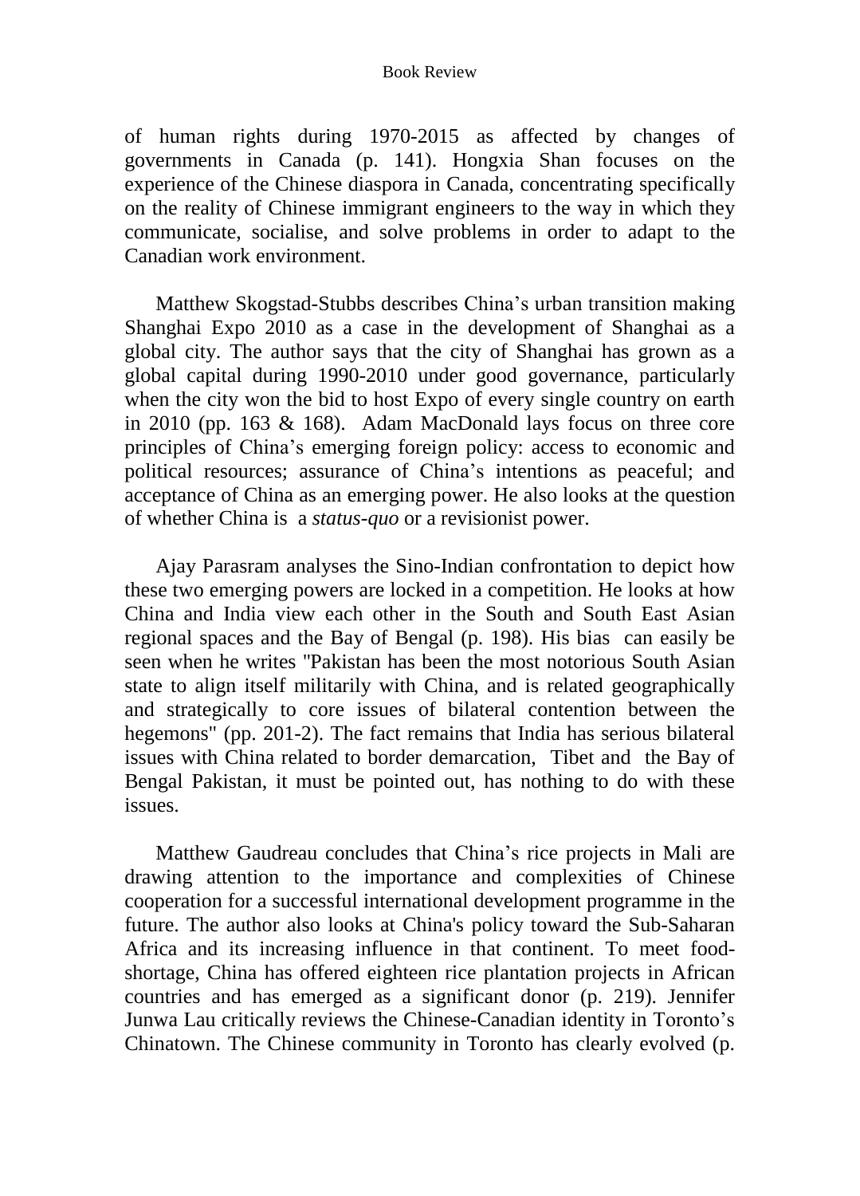of human rights during 1970-2015 as affected by changes of governments in Canada (p. 141). Hongxia Shan focuses on the experience of the Chinese diaspora in Canada, concentrating specifically on the reality of Chinese immigrant engineers to the way in which they communicate, socialise, and solve problems in order to adapt to the Canadian work environment.

Matthew Skogstad-Stubbs describes China's urban transition making Shanghai Expo 2010 as a case in the development of Shanghai as a global city. The author says that the city of Shanghai has grown as a global capital during 1990-2010 under good governance, particularly when the city won the bid to host Expo of every single country on earth in 2010 (pp. 163 & 168). Adam MacDonald lays focus on three core principles of China's emerging foreign policy: access to economic and political resources; assurance of China's intentions as peaceful; and acceptance of China as an emerging power. He also looks at the question of whether China is a *status-quo* or a revisionist power.

Ajay Parasram analyses the Sino-Indian confrontation to depict how these two emerging powers are locked in a competition. He looks at how China and India view each other in the South and South East Asian regional spaces and the Bay of Bengal (p. 198). His bias can easily be seen when he writes "Pakistan has been the most notorious South Asian state to align itself militarily with China, and is related geographically and strategically to core issues of bilateral contention between the hegemons" (pp. 201-2). The fact remains that India has serious bilateral issues with China related to border demarcation, Tibet and the Bay of Bengal Pakistan, it must be pointed out, has nothing to do with these issues.

Matthew Gaudreau concludes that China's rice projects in Mali are drawing attention to the importance and complexities of Chinese cooperation for a successful international development programme in the future. The author also looks at China's policy toward the Sub-Saharan Africa and its increasing influence in that continent. To meet food-shortage, China has offered eighteen rice plantation projects in African countries and has emerged as a significant donor (p. 219). Jennifer Junwa Lau critically reviews the Chinese-Canadian identity in Toronto's Chinatown. The Chinese community in Toronto has clearly evolved (p.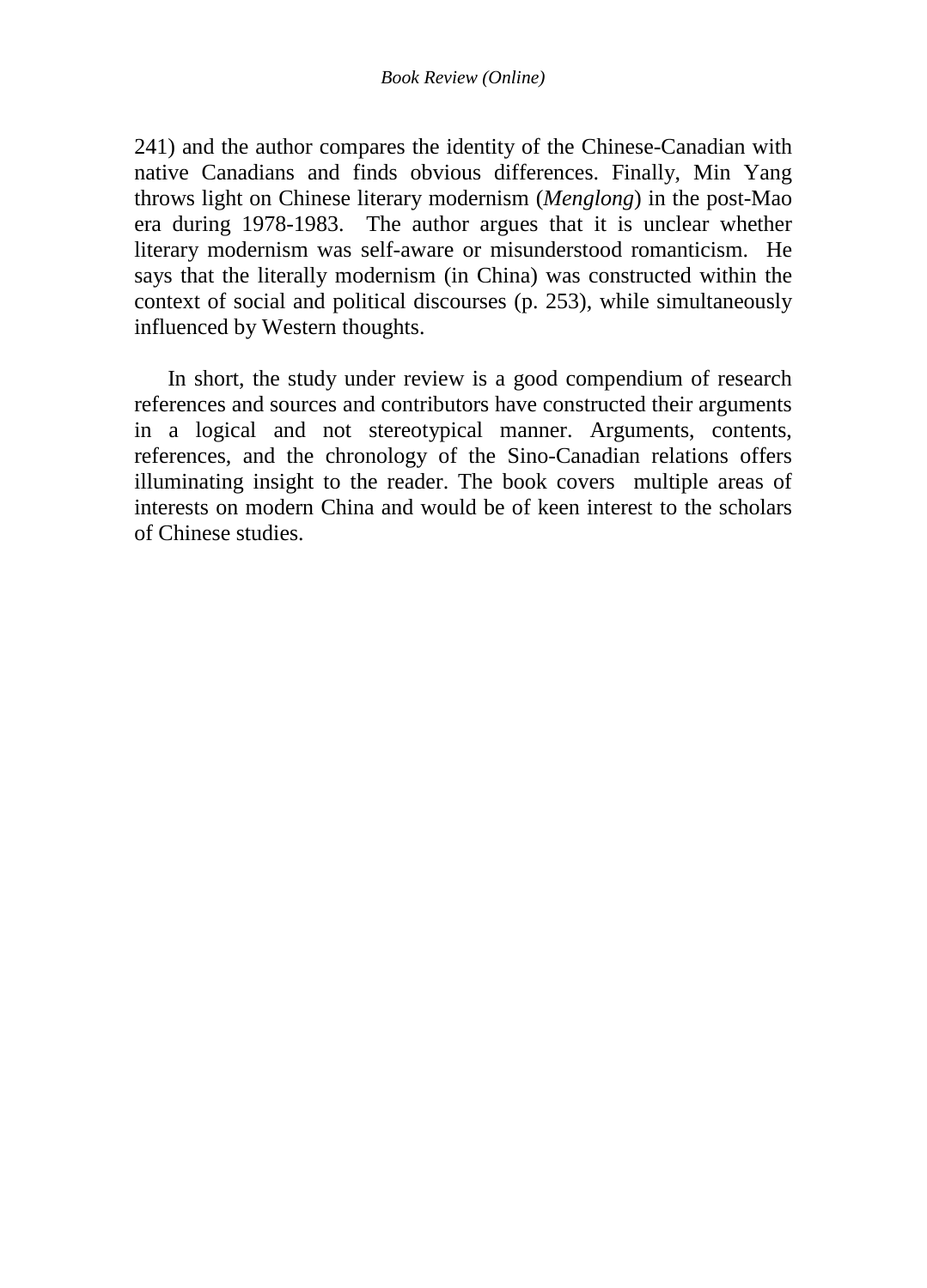241) and the author compares the identity of the Chinese-Canadian with native Canadians and finds obvious differences. Finally, Min Yang throws light on Chinese literary modernism (*Menglong*) in the post-Mao era during 1978-1983. The author argues that it is unclear whether literary modernism was self-aware or misunderstood romanticism. He says that the literally modernism (in China) was constructed within the context of social and political discourses (p. 253), while simultaneously influenced by Western thoughts.

In short, the study under review is a good compendium of research references and sources and contributors have constructed their arguments in a logical and not stereotypical manner. Arguments, contents, references, and the chronology of the Sino-Canadian relations offers illuminating insight to the reader. The book covers multiple areas of interests on modern China and would be of keen interest to the scholars of Chinese studies.